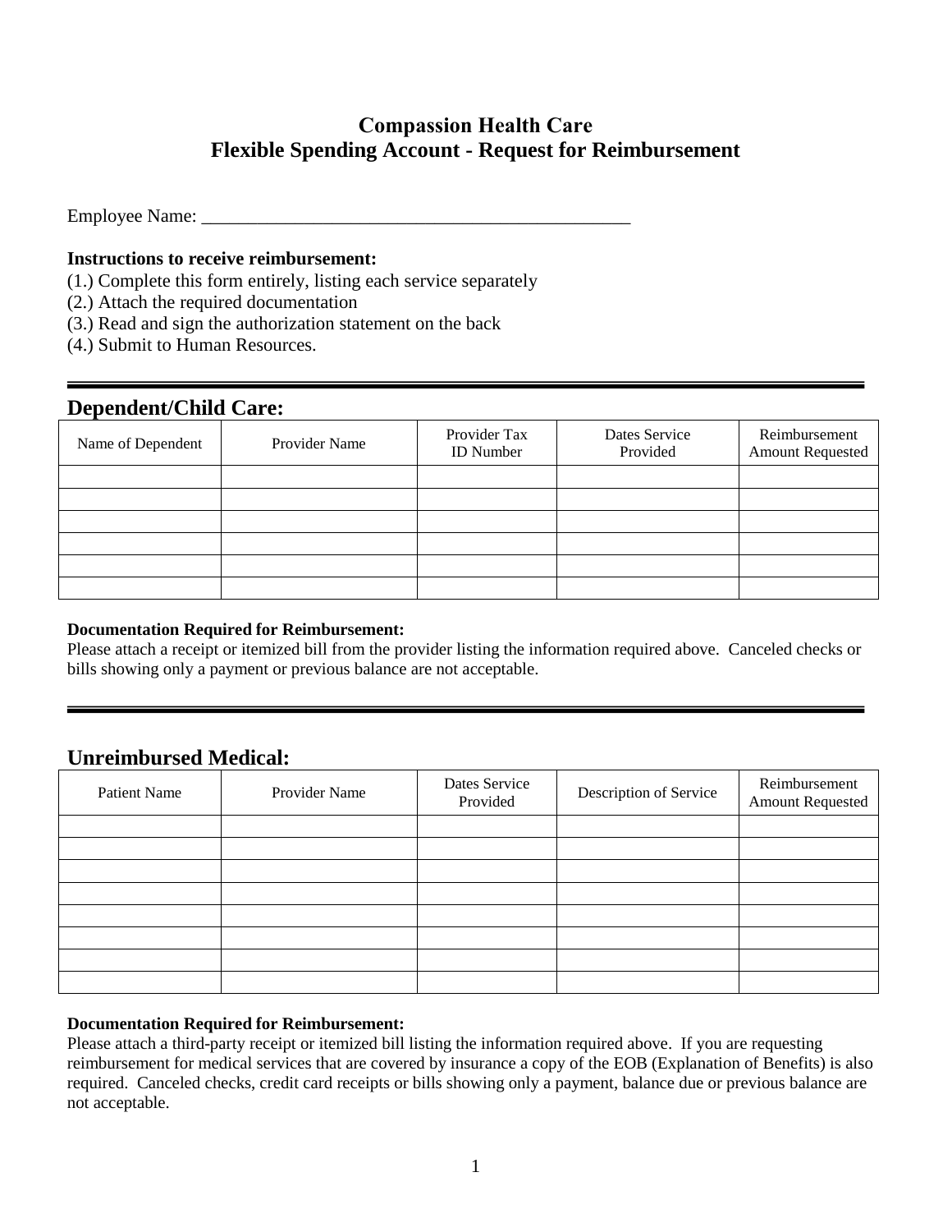# Compassion Health Care
## Flexible Spending Account - Request for Reimbursement

Employee Name: _______________________________________________

**Instructions to receive reimbursement:**

(1.) Complete this form entirely, listing each service separately
(2.) Attach the required documentation
(3.) Read and sign the authorization statement on the back
(4.) Submit to Human Resources.

---

## Dependent/Child Care:

| Name of Dependent | Provider Name | Provider Tax ID Number | Dates Service Provided | Reimbursement Amount Requested |
|---|---|---|---|---|
| | | | | |
| | | | | |
| | | | | |
| | | | | |
| | | | | |
| | | | | |

**Documentation Required for Reimbursement:**
Please attach a receipt or itemized bill from the provider listing the information required above. Canceled checks or bills showing only a payment or previous balance are not acceptable.

---

## Unreimbursed Medical:

| Patient Name | Provider Name | Dates Service Provided | Description of Service | Reimbursement Amount Requested |
|---|---|---|---|---|
| | | | | |
| | | | | |
| | | | | |
| | | | | |
| | | | | |
| | | | | |
| | | | | |
| | | | | |

**Documentation Required for Reimbursement:**
Please attach a third-party receipt or itemized bill listing the information required above. If you are requesting reimbursement for medical services that are covered by insurance a copy of the EOB (Explanation of Benefits) is also required. Canceled checks, credit card receipts or bills showing only a payment, balance due or previous balance are not acceptable.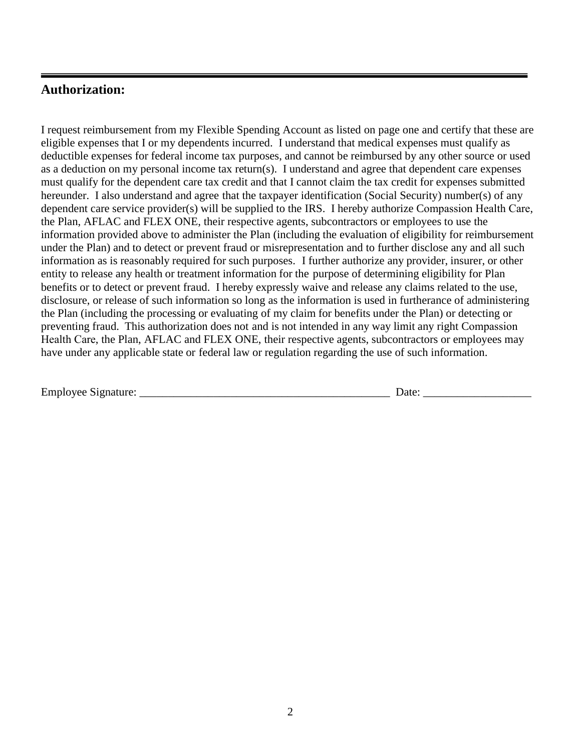## Authorization:

I request reimbursement from my Flexible Spending Account as listed on page one and certify that these are eligible expenses that I or my dependents incurred. I understand that medical expenses must qualify as deductible expenses for federal income tax purposes, and cannot be reimbursed by any other source or used as a deduction on my personal income tax return(s). I understand and agree that dependent care expenses must qualify for the dependent care tax credit and that I cannot claim the tax credit for expenses submitted hereunder. I also understand and agree that the taxpayer identification (Social Security) number(s) of any dependent care service provider(s) will be supplied to the IRS. I hereby authorize Compassion Health Care, the Plan, AFLAC and FLEX ONE, their respective agents, subcontractors or employees to use the information provided above to administer the Plan (including the evaluation of eligibility for reimbursement under the Plan) and to detect or prevent fraud or misrepresentation and to further disclose any and all such information as is reasonably required for such purposes. I further authorize any provider, insurer, or other entity to release any health or treatment information for the purpose of determining eligibility for Plan benefits or to detect or prevent fraud. I hereby expressly waive and release any claims related to the use, disclosure, or release of such information so long as the information is used in furtherance of administering the Plan (including the processing or evaluating of my claim for benefits under the Plan) or detecting or preventing fraud. This authorization does not and is not intended in any way limit any right Compassion Health Care, the Plan, AFLAC and FLEX ONE, their respective agents, subcontractors or employees may have under any applicable state or federal law or regulation regarding the use of such information.

Employee Signature: _____________________________________________ Date: ___________________